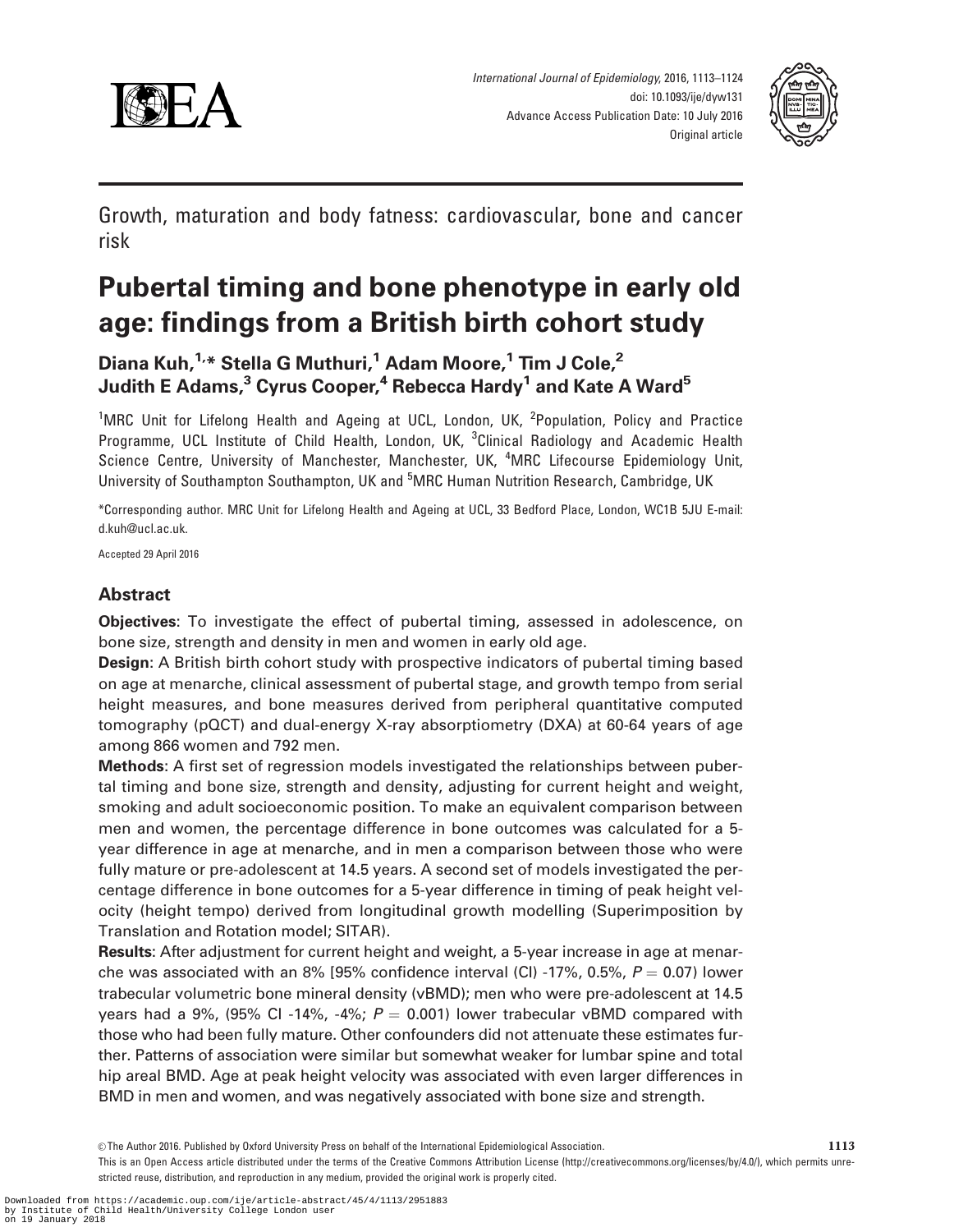Growth, maturation and body fatness: cardiovascular, bone and cancer risk

# Pubertal timing and bone phenotype in early old age: findings from a British birth cohort study

**Diana Kuh,[1,*] Stella G Muthuri,[1] Adam Moore,[1] Tim J Cole,[2] Judith E Adams,[3] Cyrus Cooper,[4] Rebecca Hardy[1] and Kate A Ward[5]**

[1]MRC Unit for Lifelong Health and Ageing at UCL, London, UK, [2]Population, Policy and Practice Programme, UCL Institute of Child Health, London, UK, [3]Clinical Radiology and Academic Health Science Centre, University of Manchester, Manchester, UK, [4]MRC Lifecourse Epidemiology Unit, University of Southampton Southampton, UK and [5]MRC Human Nutrition Research, Cambridge, UK

*Corresponding author. MRC Unit for Lifelong Health and Ageing at UCL, 33 Bedford Place, London, WC1B 5JU E-mail: d.kuh@ucl.ac.uk.

Accepted 29 April 2016

## Abstract

**Objectives**: To investigate the effect of pubertal timing, assessed in adolescence, on bone size, strength and density in men and women in early old age.

**Design**: A British birth cohort study with prospective indicators of pubertal timing based on age at menarche, clinical assessment of pubertal stage, and growth tempo from serial height measures, and bone measures derived from peripheral quantitative computed tomography (pQCT) and dual-energy X-ray absorptiometry (DXA) at 60-64 years of age among 866 women and 792 men.

**Methods**: A first set of regression models investigated the relationships between pubertal timing and bone size, strength and density, adjusting for current height and weight, smoking and adult socioeconomic position. To make an equivalent comparison between men and women, the percentage difference in bone outcomes was calculated for a 5-year difference in age at menarche, and in men a comparison between those who were fully mature or pre-adolescent at 14.5 years. A second set of models investigated the percentage difference in bone outcomes for a 5-year difference in timing of peak height velocity (height tempo) derived from longitudinal growth modelling (Superimposition by Translation and Rotation model; SITAR).

**Results**: After adjustment for current height and weight, a 5-year increase in age at menarche was associated with an 8% [95% confidence interval (CI) -17%, 0.5%, $P = 0.07$) lower trabecular volumetric bone mineral density (vBMD); men who were pre-adolescent at 14.5 years had a 9%, (95% CI -14%, -4%; $P = 0.001$) lower trabecular vBMD compared with those who had been fully mature. Other confounders did not attenuate these estimates further. Patterns of association were similar but somewhat weaker for lumbar spine and total hip areal BMD. Age at peak height velocity was associated with even larger differences in BMD in men and women, and was negatively associated with bone size and strength.

© The Author 2016. Published by Oxford University Press on behalf of the International Epidemiological Association.

This is an Open Access article distributed under the terms of the Creative Commons Attribution License (http://creativecommons.org/licenses/by/4.0/), which permits unrestricted reuse, distribution, and reproduction in any medium, provided the original work is properly cited.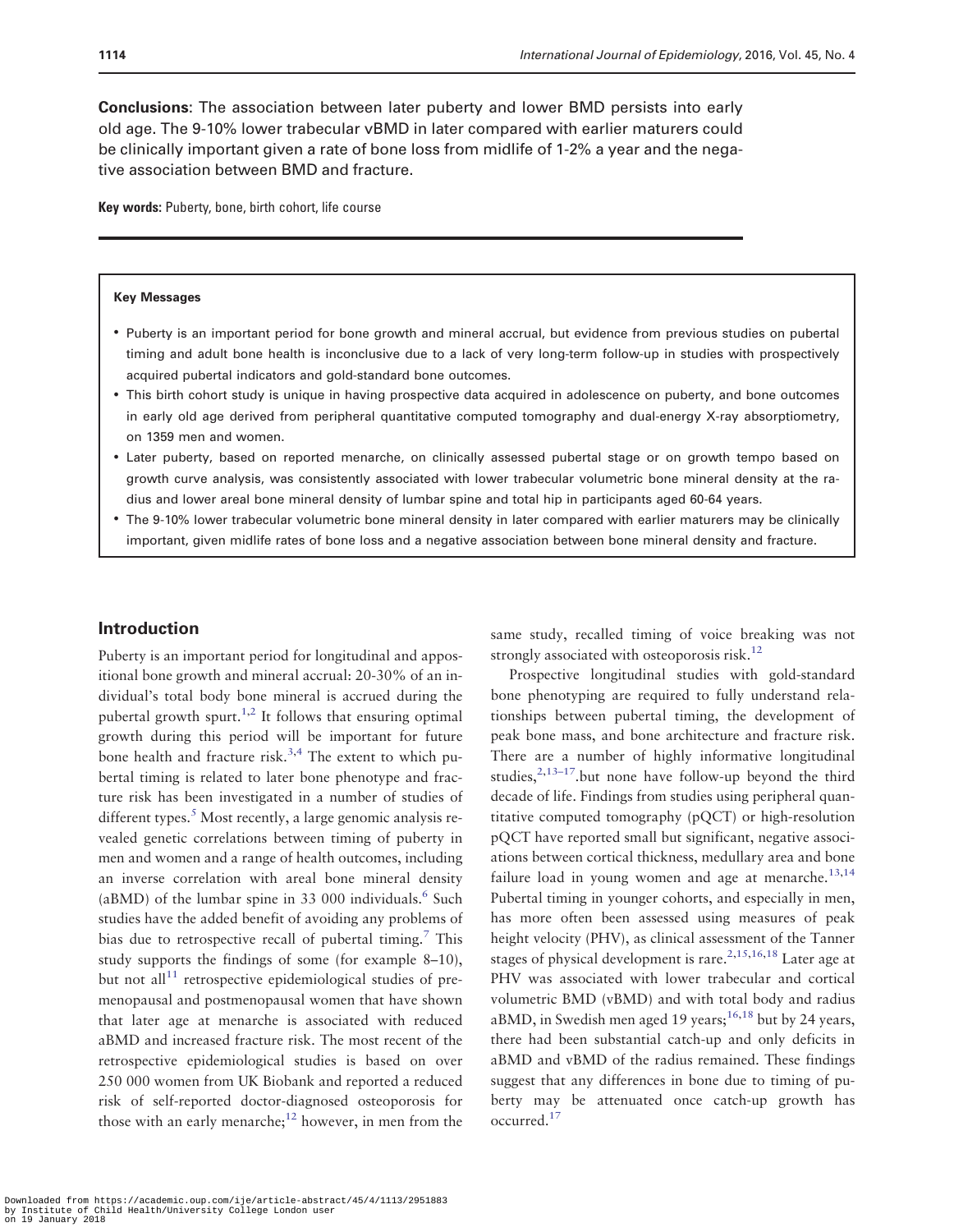**Conclusions**: The association between later puberty and lower BMD persists into early old age. The 9-10% lower trabecular vBMD in later compared with earlier maturers could be clinically important given a rate of bone loss from midlife of 1-2% a year and the negative association between BMD and fracture.

**Key words:** Puberty, bone, birth cohort, life course

**Key Messages**

- Puberty is an important period for bone growth and mineral accrual, but evidence from previous studies on pubertal timing and adult bone health is inconclusive due to a lack of very long-term follow-up in studies with prospectively acquired pubertal indicators and gold-standard bone outcomes.
- This birth cohort study is unique in having prospective data acquired in adolescence on puberty, and bone outcomes in early old age derived from peripheral quantitative computed tomography and dual-energy X-ray absorptiometry, on 1359 men and women.
- Later puberty, based on reported menarche, on clinically assessed pubertal stage or on growth tempo based on growth curve analysis, was consistently associated with lower trabecular volumetric bone mineral density at the radius and lower areal bone mineral density of lumbar spine and total hip in participants aged 60-64 years.
- The 9-10% lower trabecular volumetric bone mineral density in later compared with earlier maturers may be clinically important, given midlife rates of bone loss and a negative association between bone mineral density and fracture.

## Introduction

Puberty is an important period for longitudinal and appositional bone growth and mineral accrual: 20-30% of an individual's total body bone mineral is accrued during the pubertal growth spurt.[1,2] It follows that ensuring optimal growth during this period will be important for future bone health and fracture risk.[3,4] The extent to which pubertal timing is related to later bone phenotype and fracture risk has been investigated in a number of studies of different types.[5] Most recently, a large genomic analysis revealed genetic correlations between timing of puberty in men and women and a range of health outcomes, including an inverse correlation with areal bone mineral density (aBMD) of the lumbar spine in 33 000 individuals.[6] Such studies have the added benefit of avoiding any problems of bias due to retrospective recall of pubertal timing.[7] This study supports the findings of some (for example 8–10), but not all[11] retrospective epidemiological studies of premenopausal and postmenopausal women that have shown that later age at menarche is associated with reduced aBMD and increased fracture risk. The most recent of the retrospective epidemiological studies is based on over 250 000 women from UK Biobank and reported a reduced risk of self-reported doctor-diagnosed osteoporosis for those with an early menarche;[12] however, in men from the same study, recalled timing of voice breaking was not strongly associated with osteoporosis risk.[12]

Prospective longitudinal studies with gold-standard bone phenotyping are required to fully understand relationships between pubertal timing, the development of peak bone mass, and bone architecture and fracture risk. There are a number of highly informative longitudinal studies,[2,13–17].but none have follow-up beyond the third decade of life. Findings from studies using peripheral quantitative computed tomography (pQCT) or high-resolution pQCT have reported small but significant, negative associations between cortical thickness, medullary area and bone failure load in young women and age at menarche.[13,14] Pubertal timing in younger cohorts, and especially in men, has more often been assessed using measures of peak height velocity (PHV), as clinical assessment of the Tanner stages of physical development is rare.[2,15,16,18] Later age at PHV was associated with lower trabecular and cortical volumetric BMD (vBMD) and with total body and radius aBMD, in Swedish men aged 19 years;[16,18] but by 24 years, there had been substantial catch-up and only deficits in aBMD and vBMD of the radius remained. These findings suggest that any differences in bone due to timing of puberty may be attenuated once catch-up growth has occurred.[17]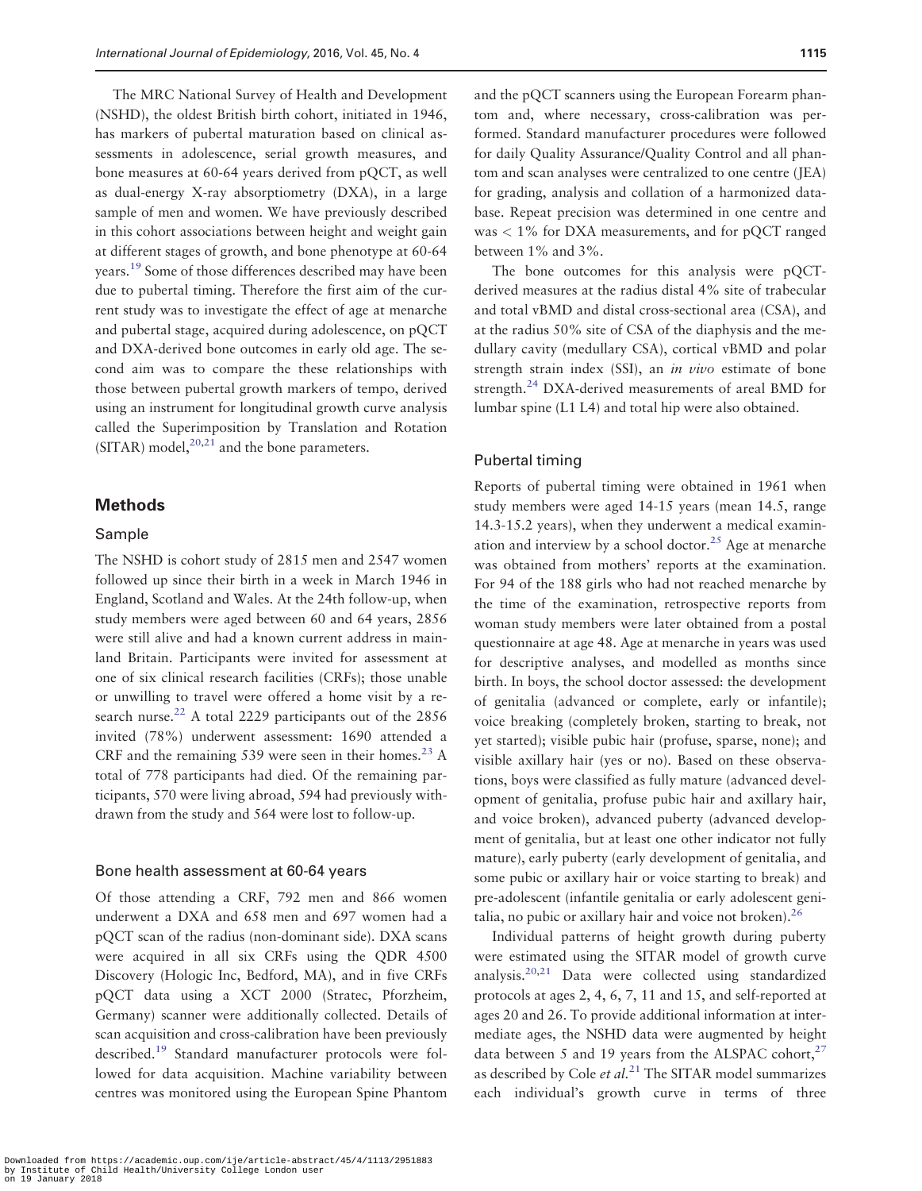The MRC National Survey of Health and Development (NSHD), the oldest British birth cohort, initiated in 1946, has markers of pubertal maturation based on clinical assessments in adolescence, serial growth measures, and bone measures at 60-64 years derived from pQCT, as well as dual-energy X-ray absorptiometry (DXA), in a large sample of men and women. We have previously described in this cohort associations between height and weight gain at different stages of growth, and bone phenotype at 60-64 years.[19] Some of those differences described may have been due to pubertal timing. Therefore the first aim of the current study was to investigate the effect of age at menarche and pubertal stage, acquired during adolescence, on pQCT and DXA-derived bone outcomes in early old age. The second aim was to compare the these relationships with those between pubertal growth markers of tempo, derived using an instrument for longitudinal growth curve analysis called the Superimposition by Translation and Rotation (SITAR) model,[20,21] and the bone parameters.

## Methods

### Sample

The NSHD is cohort study of 2815 men and 2547 women followed up since their birth in a week in March 1946 in England, Scotland and Wales. At the 24th follow-up, when study members were aged between 60 and 64 years, 2856 were still alive and had a known current address in mainland Britain. Participants were invited for assessment at one of six clinical research facilities (CRFs); those unable or unwilling to travel were offered a home visit by a research nurse.[22] A total 2229 participants out of the 2856 invited (78%) underwent assessment: 1690 attended a CRF and the remaining 539 were seen in their homes.[23] A total of 778 participants had died. Of the remaining participants, 570 were living abroad, 594 had previously withdrawn from the study and 564 were lost to follow-up.

### Bone health assessment at 60-64 years

Of those attending a CRF, 792 men and 866 women underwent a DXA and 658 men and 697 women had a pQCT scan of the radius (non-dominant side). DXA scans were acquired in all six CRFs using the QDR 4500 Discovery (Hologic Inc, Bedford, MA), and in five CRFs pQCT data using a XCT 2000 (Stratec, Pforzheim, Germany) scanner were additionally collected. Details of scan acquisition and cross-calibration have been previously described.[19] Standard manufacturer protocols were followed for data acquisition. Machine variability between centres was monitored using the European Spine Phantom and the pQCT scanners using the European Forearm phantom and, where necessary, cross-calibration was performed. Standard manufacturer procedures were followed for daily Quality Assurance/Quality Control and all phantom and scan analyses were centralized to one centre (JEA) for grading, analysis and collation of a harmonized database. Repeat precision was determined in one centre and was $< 1\%$ for DXA measurements, and for pQCT ranged between 1% and 3%.

The bone outcomes for this analysis were pQCT-derived measures at the radius distal 4% site of trabecular and total vBMD and distal cross-sectional area (CSA), and at the radius 50% site of CSA of the diaphysis and the medullary cavity (medullary CSA), cortical vBMD and polar strength strain index (SSI), an *in vivo* estimate of bone strength.[24] DXA-derived measurements of areal BMD for lumbar spine (L1 L4) and total hip were also obtained.

### Pubertal timing

Reports of pubertal timing were obtained in 1961 when study members were aged 14-15 years (mean 14.5, range 14.3-15.2 years), when they underwent a medical examination and interview by a school doctor.[25] Age at menarche was obtained from mothers' reports at the examination. For 94 of the 188 girls who had not reached menarche by the time of the examination, retrospective reports from woman study members were later obtained from a postal questionnaire at age 48. Age at menarche in years was used for descriptive analyses, and modelled as months since birth. In boys, the school doctor assessed: the development of genitalia (advanced or complete, early or infantile); voice breaking (completely broken, starting to break, not yet started); visible pubic hair (profuse, sparse, none); and visible axillary hair (yes or no). Based on these observations, boys were classified as fully mature (advanced development of genitalia, profuse pubic hair and axillary hair, and voice broken), advanced puberty (advanced development of genitalia, but at least one other indicator not fully mature), early puberty (early development of genitalia, and some pubic or axillary hair or voice starting to break) and pre-adolescent (infantile genitalia or early adolescent genitalia, no pubic or axillary hair and voice not broken).[26]

Individual patterns of height growth during puberty were estimated using the SITAR model of growth curve analysis.[20,21] Data were collected using standardized protocols at ages 2, 4, 6, 7, 11 and 15, and self-reported at ages 20 and 26. To provide additional information at intermediate ages, the NSHD data were augmented by height data between 5 and 19 years from the ALSPAC cohort,[27] as described by Cole *et al.*[21] The SITAR model summarizes each individual's growth curve in terms of three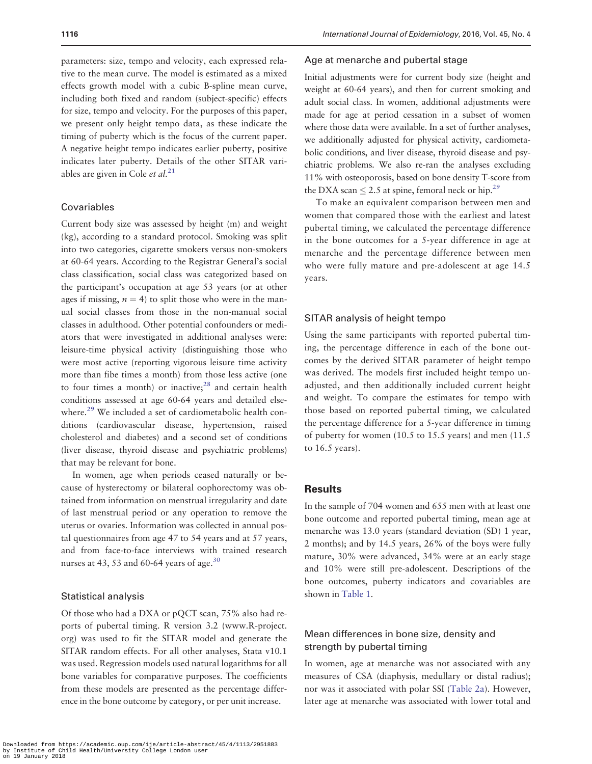parameters: size, tempo and velocity, each expressed relative to the mean curve. The model is estimated as a mixed effects growth model with a cubic B-spline mean curve, including both fixed and random (subject-specific) effects for size, tempo and velocity. For the purposes of this paper, we present only height tempo data, as these indicate the timing of puberty which is the focus of the current paper. A negative height tempo indicates earlier puberty, positive indicates later puberty. Details of the other SITAR variables are given in Cole *et al.*[21]

### Covariables

Current body size was assessed by height (m) and weight (kg), according to a standard protocol. Smoking was split into two categories, cigarette smokers versus non-smokers at 60-64 years. According to the Registrar General's social class classification, social class was categorized based on the participant's occupation at age 53 years (or at other ages if missing, $n = 4$) to split those who were in the manual social classes from those in the non-manual social classes in adulthood. Other potential confounders or mediators that were investigated in additional analyses were: leisure-time physical activity (distinguishing those who were most active (reporting vigorous leisure time activity more than fibe times a month) from those less active (one to four times a month) or inactive;[28] and certain health conditions assessed at age 60-64 years and detailed elsewhere.[29] We included a set of cardiometabolic health conditions (cardiovascular disease, hypertension, raised cholesterol and diabetes) and a second set of conditions (liver disease, thyroid disease and psychiatric problems) that may be relevant for bone.

In women, age when periods ceased naturally or because of hysterectomy or bilateral oophorectomy was obtained from information on menstrual irregularity and date of last menstrual period or any operation to remove the uterus or ovaries. Information was collected in annual postal questionnaires from age 47 to 54 years and at 57 years, and from face-to-face interviews with trained research nurses at 43, 53 and 60-64 years of age.[30]

### Statistical analysis

Of those who had a DXA or pQCT scan, 75% also had reports of pubertal timing. R version 3.2 (www.R-project.org) was used to fit the SITAR model and generate the SITAR random effects. For all other analyses, Stata v10.1 was used. Regression models used natural logarithms for all bone variables for comparative purposes. The coefficients from these models are presented as the percentage difference in the bone outcome by category, or per unit increase.

### Age at menarche and pubertal stage

Initial adjustments were for current body size (height and weight at 60-64 years), and then for current smoking and adult social class. In women, additional adjustments were made for age at period cessation in a subset of women where those data were available. In a set of further analyses, we additionally adjusted for physical activity, cardiometabolic conditions, and liver disease, thyroid disease and psychiatric problems. We also re-ran the analyses excluding 11% with osteoporosis, based on bone density T-score from the DXA scan $\leq 2.5$ at spine, femoral neck or hip.[29]

To make an equivalent comparison between men and women that compared those with the earliest and latest pubertal timing, we calculated the percentage difference in the bone outcomes for a 5-year difference in age at menarche and the percentage difference between men who were fully mature and pre-adolescent at age 14.5 years.

### SITAR analysis of height tempo

Using the same participants with reported pubertal timing, the percentage difference in each of the bone outcomes by the derived SITAR parameter of height tempo was derived. The models first included height tempo unadjusted, and then additionally included current height and weight. To compare the estimates for tempo with those based on reported pubertal timing, we calculated the percentage difference for a 5-year difference in timing of puberty for women (10.5 to 15.5 years) and men (11.5 to 16.5 years).

## Results

In the sample of 704 women and 655 men with at least one bone outcome and reported pubertal timing, mean age at menarche was 13.0 years (standard deviation (SD) 1 year, 2 months); and by 14.5 years, 26% of the boys were fully mature, 30% were advanced, 34% were at an early stage and 10% were still pre-adolescent. Descriptions of the bone outcomes, puberty indicators and covariables are shown in Table 1.

### Mean differences in bone size, density and strength by pubertal timing

In women, age at menarche was not associated with any measures of CSA (diaphysis, medullary or distal radius); nor was it associated with polar SSI (Table 2a). However, later age at menarche was associated with lower total and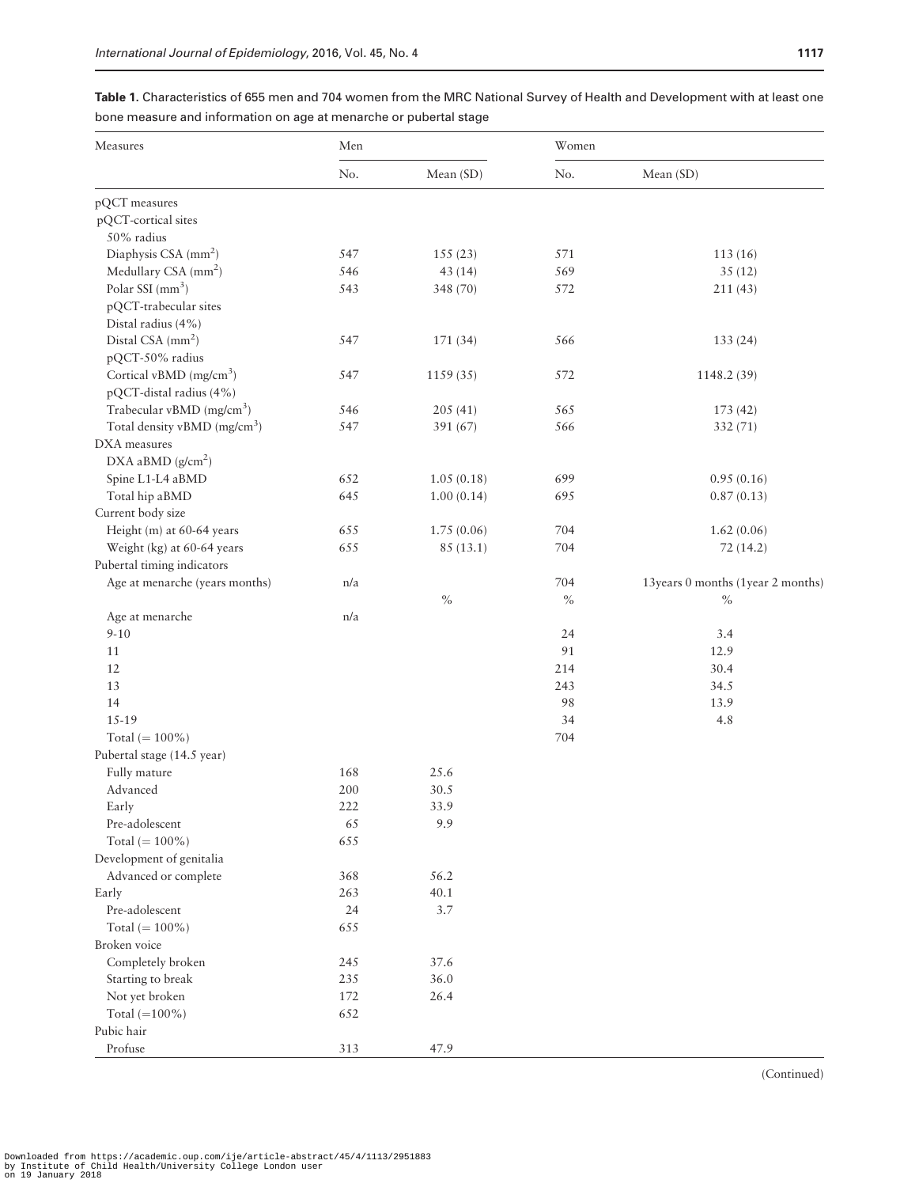**Table 1.** Characteristics of 655 men and 704 women from the MRC National Survey of Health and Development with at least one bone measure and information on age at menarche or pubertal stage

| Measures | Men | | Women | |
|---|---|---|---|---|
| | No. | Mean (SD) | No. | Mean (SD) |
| pQCT measures | | | | |
| pQCT-cortical sites | | | | |
| 50% radius | | | | |
| Diaphysis CSA ($mm^2$) | 547 | 155 (23) | 571 | 113 (16) |
| Medullary CSA ($mm^2$) | 546 | 43 (14) | 569 | 35 (12) |
| Polar SSI ($mm^3$) | 543 | 348 (70) | 572 | 211 (43) |
| pQCT-trabecular sites | | | | |
| Distal radius (4%) | | | | |
| Distal CSA ($mm^2$) | 547 | 171 (34) | 566 | 133 (24) |
| pQCT-50% radius | | | | |
| Cortical vBMD ($mg/cm^3$) | 547 | 1159 (35) | 572 | 1148.2 (39) |
| pQCT-distal radius (4%) | | | | |
| Trabecular vBMD ($mg/cm^3$) | 546 | 205 (41) | 565 | 173 (42) |
| Total density vBMD ($mg/cm^3$) | 547 | 391 (67) | 566 | 332 (71) |
| DXA measures | | | | |
| DXA aBMD ($g/cm^2$) | | | | |
| Spine L1-L4 aBMD | 652 | 1.05 (0.18) | 699 | 0.95 (0.16) |
| Total hip aBMD | 645 | 1.00 (0.14) | 695 | 0.87 (0.13) |
| Current body size | | | | |
| Height (m) at 60-64 years | 655 | 1.75 (0.06) | 704 | 1.62 (0.06) |
| Weight (kg) at 60-64 years | 655 | 85 (13.1) | 704 | 72 (14.2) |
| Pubertal timing indicators | | | | |
| Age at menarche (years months) | n/a | | 704 | 13years 0 months (1year 2 months) |
| | | % | % | % |
| Age at menarche | n/a | | | |
| 9-10 | | | 24 | 3.4 |
| 11 | | | 91 | 12.9 |
| 12 | | | 214 | 30.4 |
| 13 | | | 243 | 34.5 |
| 14 | | | 98 | 13.9 |
| 15-19 | | | 34 | 4.8 |
| Total (= 100%) | | | 704 | |
| Pubertal stage (14.5 year) | | | | |
| Fully mature | 168 | 25.6 | | |
| Advanced | 200 | 30.5 | | |
| Early | 222 | 33.9 | | |
| Pre-adolescent | 65 | 9.9 | | |
| Total (= 100%) | 655 | | | |
| Development of genitalia | | | | |
| Advanced or complete | 368 | 56.2 | | |
| Early | 263 | 40.1 | | |
| Pre-adolescent | 24 | 3.7 | | |
| Total (= 100%) | 655 | | | |
| Broken voice | | | | |
| Completely broken | 245 | 37.6 | | |
| Starting to break | 235 | 36.0 | | |
| Not yet broken | 172 | 26.4 | | |
| Total (=100%) | 652 | | | |
| Pubic hair | | | | |
| Profuse | 313 | 47.9 | | |

(Continued)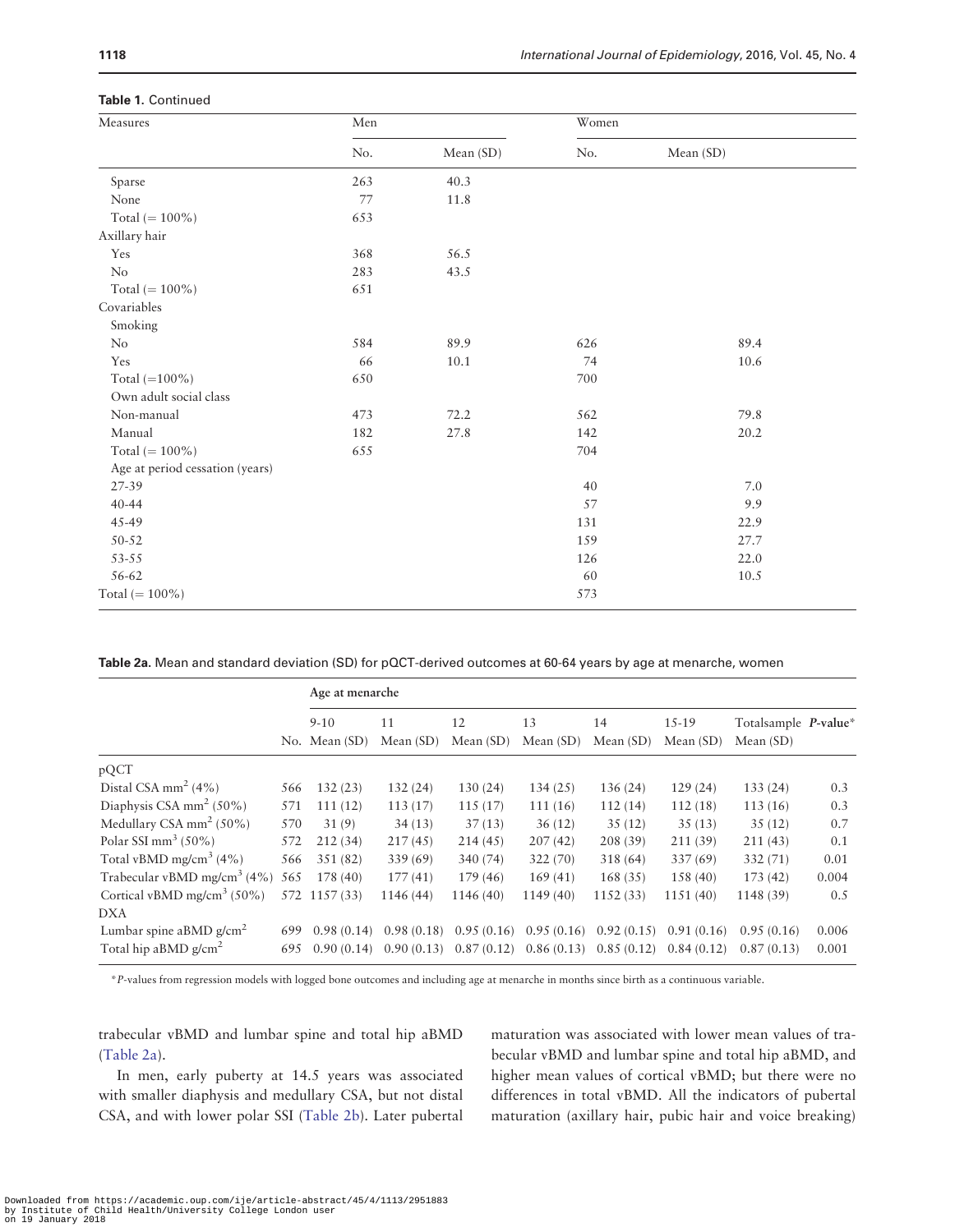**Table 1.** Continued

| Measures | Men | | Women | |
|---|---|---|---|---|
| | No. | Mean (SD) | No. | Mean (SD) |
| Sparse | 263 | 40.3 | | |
| None | 77 | 11.8 | | |
| Total (= 100%) | 653 | | | |
| Axillary hair | | | | |
| Yes | 368 | 56.5 | | |
| No | 283 | 43.5 | | |
| Total (= 100%) | 651 | | | |
| Covariables | | | | |
| Smoking | | | | |
| No | 584 | 89.9 | 626 | 89.4 |
| Yes | 66 | 10.1 | 74 | 10.6 |
| Total (=100%) | 650 | | 700 | |
| Own adult social class | | | | |
| Non-manual | 473 | 72.2 | 562 | 79.8 |
| Manual | 182 | 27.8 | 142 | 20.2 |
| Total (= 100%) | 655 | | 704 | |
| Age at period cessation (years) | | | | |
| 27-39 | | | 40 | 7.0 |
| 40-44 | | | 57 | 9.9 |
| 45-49 | | | 131 | 22.9 |
| 50-52 | | | 159 | 27.7 |
| 53-55 | | | 126 | 22.0 |
| 56-62 | | | 60 | 10.5 |
| Total (= 100%) | | | 573 | |

**Table 2a.** Mean and standard deviation (SD) for pQCT-derived outcomes at 60-64 years by age at menarche, women

| | | Age at menarche | | | | | | | |
|---|---|---|---|---|---|---|---|---|---|
| | No. | 9-10 Mean (SD) | 11 Mean (SD) | 12 Mean (SD) | 13 Mean (SD) | 14 Mean (SD) | 15-19 Mean (SD) | Totalsample Mean (SD) | *P*-value* |
| pQCT | | | | | | | | | |
| Distal CSA mm$^2$ (4%) | 566 | 132 (23) | 132 (24) | 130 (24) | 134 (25) | 136 (24) | 129 (24) | 133 (24) | 0.3 |
| Diaphysis CSA mm$^2$ (50%) | 571 | 111 (12) | 113 (17) | 115 (17) | 111 (16) | 112 (14) | 112 (18) | 113 (16) | 0.3 |
| Medullary CSA mm$^2$ (50%) | 570 | 31 (9) | 34 (13) | 37 (13) | 36 (12) | 35 (12) | 35 (13) | 35 (12) | 0.7 |
| Polar SSI mm$^3$ (50%) | 572 | 212 (34) | 217 (45) | 214 (45) | 207 (42) | 208 (39) | 211 (39) | 211 (43) | 0.1 |
| Total vBMD mg/cm$^3$ (4%) | 566 | 351 (82) | 339 (69) | 340 (74) | 322 (70) | 318 (64) | 337 (69) | 332 (71) | 0.01 |
| Trabecular vBMD mg/cm$^3$ (4%) | 565 | 178 (40) | 177 (41) | 179 (46) | 169 (41) | 168 (35) | 158 (40) | 173 (42) | 0.004 |
| Cortical vBMD mg/cm$^3$ (50%) | 572 | 1157 (33) | 1146 (44) | 1146 (40) | 1149 (40) | 1152 (33) | 1151 (40) | 1148 (39) | 0.5 |
| DXA | | | | | | | | | |
| Lumbar spine aBMD g/cm$^2$ | 699 | 0.98 (0.14) | 0.98 (0.18) | 0.95 (0.16) | 0.95 (0.16) | 0.92 (0.15) | 0.91 (0.16) | 0.95 (0.16) | 0.006 |
| Total hip aBMD g/cm$^2$ | 695 | 0.90 (0.14) | 0.90 (0.13) | 0.87 (0.12) | 0.86 (0.13) | 0.85 (0.12) | 0.84 (0.12) | 0.87 (0.13) | 0.001 |

\**P*-values from regression models with logged bone outcomes and including age at menarche in months since birth as a continuous variable.

trabecular vBMD and lumbar spine and total hip aBMD (Table 2a).

In men, early puberty at 14.5 years was associated with smaller diaphysis and medullary CSA, but not distal CSA, and with lower polar SSI (Table 2b). Later pubertal maturation was associated with lower mean values of trabecular vBMD and lumbar spine and total hip aBMD, and higher mean values of cortical vBMD; but there were no differences in total vBMD. All the indicators of pubertal maturation (axillary hair, pubic hair and voice breaking)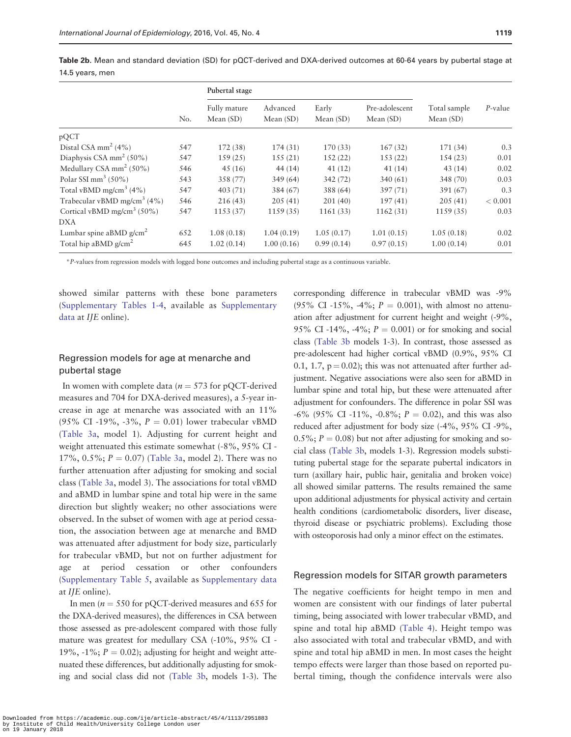**Table 2b.** Mean and standard deviation (SD) for pQCT-derived and DXA-derived outcomes at 60-64 years by pubertal stage at 14.5 years, men

| | No. | Pubertal stage | | | | Total sample Mean (SD) | *P*-value |
|---|---|---|---|---|---|---|---|
| | | Fully mature Mean (SD) | Advanced Mean (SD) | Early Mean (SD) | Pre-adolescent Mean (SD) | | |
| pQCT | | | | | | | |
| Distal CSA mm$^2$ (4%) | 547 | 172 (38) | 174 (31) | 170 (33) | 167 (32) | 171 (34) | 0.3 |
| Diaphysis CSA mm$^2$ (50%) | 547 | 159 (25) | 155 (21) | 152 (22) | 153 (22) | 154 (23) | 0.01 |
| Medullary CSA mm$^2$ (50%) | 546 | 45 (16) | 44 (14) | 41 (12) | 41 (14) | 43 (14) | 0.02 |
| Polar SSI mm$^3$ (50%) | 543 | 358 (77) | 349 (64) | 342 (72) | 340 (61) | 348 (70) | 0.03 |
| Total vBMD mg/cm$^3$ (4%) | 547 | 403 (71) | 384 (67) | 388 (64) | 397 (71) | 391 (67) | 0.3 |
| Trabecular vBMD mg/cm$^3$ (4%) | 546 | 216 (43) | 205 (41) | 201 (40) | 197 (41) | 205 (41) | < 0.001 |
| Cortical vBMD mg/cm$^3$ (50%) | 547 | 1153 (37) | 1159 (35) | 1161 (33) | 1162 (31) | 1159 (35) | 0.03 |
| DXA | | | | | | | |
| Lumbar spine aBMD g/cm$^2$ | 652 | 1.08 (0.18) | 1.04 (0.19) | 1.05 (0.17) | 1.01 (0.15) | 1.05 (0.18) | 0.02 |
| Total hip aBMD g/cm$^2$ | 645 | 1.02 (0.14) | 1.00 (0.16) | 0.99 (0.14) | 0.97 (0.15) | 1.00 (0.14) | 0.01 |

*P-values from regression models with logged bone outcomes and including pubertal stage as a continuous variable.

showed similar patterns with these bone parameters (Supplementary Tables 1-4, available as Supplementary data at *IJE* online).

## Regression models for age at menarche and pubertal stage

In women with complete data ($n = 573$ for pQCT-derived measures and 704 for DXA-derived measures), a 5-year increase in age at menarche was associated with an 11% (95% CI -19%, -3%, $P = 0.01$) lower trabecular vBMD (Table 3a, model 1). Adjusting for current height and weight attenuated this estimate somewhat (-8%, 95% CI -17%, 0.5%; $P = 0.07$) (Table 3a, model 2). There was no further attenuation after adjusting for smoking and social class (Table 3a, model 3). The associations for total vBMD and aBMD in lumbar spine and total hip were in the same direction but slightly weaker; no other associations were observed. In the subset of women with age at period cessation, the association between age at menarche and BMD was attenuated after adjustment for body size, particularly for trabecular vBMD, but not on further adjustment for age at period cessation or other confounders (Supplementary Table 5, available as Supplementary data at *IJE* online).

In men ($n = 550$ for pQCT-derived measures and 655 for the DXA-derived measures), the differences in CSA between those assessed as pre-adolescent compared with those fully mature was greatest for medullary CSA (-10%, 95% CI -19%, -1%; $P = 0.02$); adjusting for height and weight attenuated these differences, but additionally adjusting for smoking and social class did not (Table 3b, models 1-3). The corresponding difference in trabecular vBMD was -9% (95% CI -15%, -4%; $P = 0.001$), with almost no attenuation after adjustment for current height and weight (-9%, 95% CI -14%, -4%; $P = 0.001$) or for smoking and social class (Table 3b models 1-3). In contrast, those assessed as pre-adolescent had higher cortical vBMD (0.9%, 95% CI 0.1, 1.7, $p = 0.02$); this was not attenuated after further adjustment. Negative associations were also seen for aBMD in lumbar spine and total hip, but these were attenuated after adjustment for confounders. The difference in polar SSI was -6% (95% CI -11%, -0.8%; $P = 0.02$), and this was also reduced after adjustment for body size (-4%, 95% CI -9%, 0.5%; $P = 0.08$) but not after adjusting for smoking and social class (Table 3b, models 1-3). Regression models substituting pubertal stage for the separate pubertal indicators in turn (axillary hair, public hair, genitalia and broken voice) all showed similar patterns. The results remained the same upon additional adjustments for physical activity and certain health conditions (cardiometabolic disorders, liver disease, thyroid disease or psychiatric problems). Excluding those with osteoporosis had only a minor effect on the estimates.

## Regression models for SITAR growth parameters

The negative coefficients for height tempo in men and women are consistent with our findings of later pubertal timing, being associated with lower trabecular vBMD, and spine and total hip aBMD (Table 4). Height tempo was also associated with total and trabecular vBMD, and with spine and total hip aBMD in men. In most cases the height tempo effects were larger than those based on reported pubertal timing, though the confidence intervals were also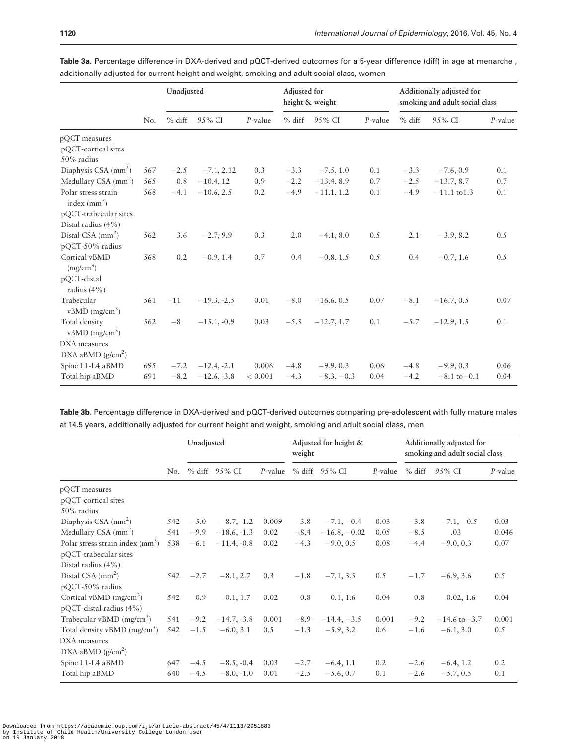**Table 3a.** Percentage difference in DXA-derived and pQCT-derived outcomes for a 5-year difference (diff) in age at menarche , additionally adjusted for current height and weight, smoking and adult social class, women

| | | Unadjusted | | | Adjusted for height & weight | | | Additionally adjusted for smoking and adult social class | | |
|---|---|---|---|---|---|---|---|---|---|---|
| | No. | % diff | 95% CI | *P*-value | % diff | 95% CI | *P*-value | % diff | 95% CI | *P*-value |
| pQCT measures | | | | | | | | | | |
| pQCT-cortical sites | | | | | | | | | | |
| 50% radius | | | | | | | | | | |
| Diaphysis CSA ($mm^2$) | 567 | −2.5 | −7.1, 2.12 | 0.3 | −3.3 | −7.5, 1.0 | 0.1 | −3.3 | −7.6, 0.9 | 0.1 |
| Medullary CSA ($mm^2$) | 565 | 0.8 | −10.4, 12 | 0.9 | −2.2 | −13.4, 8.9 | 0.7 | −2.5 | −13.7, 8.7 | 0.7 |
| Polar stress strain index ($mm^3$) | 568 | −4.1 | −10.6, 2.5 | 0.2 | −4.9 | −11.1, 1.2 | 0.1 | −4.9 | −11.1 to1.3 | 0.1 |
| pQCT-trabecular sites | | | | | | | | | | |
| Distal radius (4%) | | | | | | | | | | |
| Distal CSA ($mm^2$) | 562 | 3.6 | −2.7, 9.9 | 0.3 | 2.0 | −4.1, 8.0 | 0.5 | 2.1 | −3.9, 8.2 | 0.5 |
| pQCT-50% radius | | | | | | | | | | |
| Cortical vBMD ($mg/cm^3$) | 568 | 0.2 | −0.9, 1.4 | 0.7 | 0.4 | −0.8, 1.5 | 0.5 | 0.4 | −0.7, 1.6 | 0.5 |
| pQCT-distal radius (4%) | | | | | | | | | | |
| Trabecular vBMD ($mg/cm^3$) | 561 | −11 | −19.3, -2.5 | 0.01 | −8.0 | −16.6, 0.5 | 0.07 | −8.1 | −16.7, 0.5 | 0.07 |
| Total density vBMD ($mg/cm^3$) | 562 | −8 | −15.1, -0.9 | 0.03 | −5.5 | −12.7, 1.7 | 0.1 | −5.7 | −12.9, 1.5 | 0.1 |
| DXA measures | | | | | | | | | | |
| DXA aBMD ($g/cm^2$) | | | | | | | | | | |
| Spine L1-L4 aBMD | 695 | −7.2 | −12.4, -2.1 | 0.006 | −4.8 | −9.9, 0.3 | 0.06 | −4.8 | −9.9, 0.3 | 0.06 |
| Total hip aBMD | 691 | −8.2 | −12.6, -3.8 | < 0.001 | −4.3 | −8.3, −0.3 | 0.04 | −4.2 | −8.1 to−0.1 | 0.04 |

**Table 3b.** Percentage difference in DXA-derived and pQCT-derived outcomes comparing pre-adolescent with fully mature males at 14.5 years, additionally adjusted for current height and weight, smoking and adult social class, men

| | | Unadjusted | | | Adjusted for height & weight | | | Additionally adjusted for smoking and adult social class | | |
|---|---|---|---|---|---|---|---|---|---|---|
| | No. | % diff | 95% CI | *P*-value | % diff | 95% CI | *P*-value | % diff | 95% CI | *P*-value |
| pQCT measures | | | | | | | | | | |
| pQCT-cortical sites | | | | | | | | | | |
| 50% radius | | | | | | | | | | |
| Diaphysis CSA ($mm^2$) | 542 | −5.0 | −8.7, -1.2 | 0.009 | −3.8 | −7.1, −0.4 | 0.03 | −3.8 | −7.1, −0.5 | 0.03 |
| Medullary CSA ($mm^2$) | 541 | −9.9 | −18.6, -1.3 | 0.02 | −8.4 | −16.8, −0.02 | 0.05 | −8.5 | .03 | 0.046 |
| Polar stress strain index ($mm^3$) | 538 | −6.1 | −11.4, -0.8 | 0.02 | −4.3 | −9.0, 0.5 | 0.08 | −4.4 | −9.0, 0.3 | 0.07 |
| pQCT-trabecular sites | | | | | | | | | | |
| Distal radius (4%) | | | | | | | | | | |
| Distal CSA ($mm^2$) | 542 | −2.7 | −8.1, 2.7 | 0.3 | −1.8 | −7.1, 3.5 | 0.5 | −1.7 | −6.9, 3.6 | 0.5 |
| pQCT-50% radius | | | | | | | | | | |
| Cortical vBMD ($mg/cm^3$) | 542 | 0.9 | 0.1, 1.7 | 0.02 | 0.8 | 0.1, 1.6 | 0.04 | 0.8 | 0.02, 1.6 | 0.04 |
| pQCT-distal radius (4%) | | | | | | | | | | |
| Trabecular vBMD ($mg/cm^3$) | 541 | −9.2 | −14.7, -3.8 | 0.001 | −8.9 | −14.4, −3.5 | 0.001 | −9.2 | −14.6 to−3.7 | 0.001 |
| Total density vBMD ($mg/cm^3$) | 542 | −1.5 | −6.0, 3.1 | 0.5 | −1.3 | −5.9, 3.2 | 0.6 | −1.6 | −6.1, 3.0 | 0.5 |
| DXA measures | | | | | | | | | | |
| DXA aBMD ($g/cm^2$) | | | | | | | | | | |
| Spine L1-L4 aBMD | 647 | −4.5 | −8.5, -0.4 | 0.03 | −2.7 | −6.4, 1.1 | 0.2 | −2.6 | −6.4, 1.2 | 0.2 |
| Total hip aBMD | 640 | −4.5 | −8.0, -1.0 | 0.01 | −2.5 | −5.6, 0.7 | 0.1 | −2.6 | −5.7, 0.5 | 0.1 |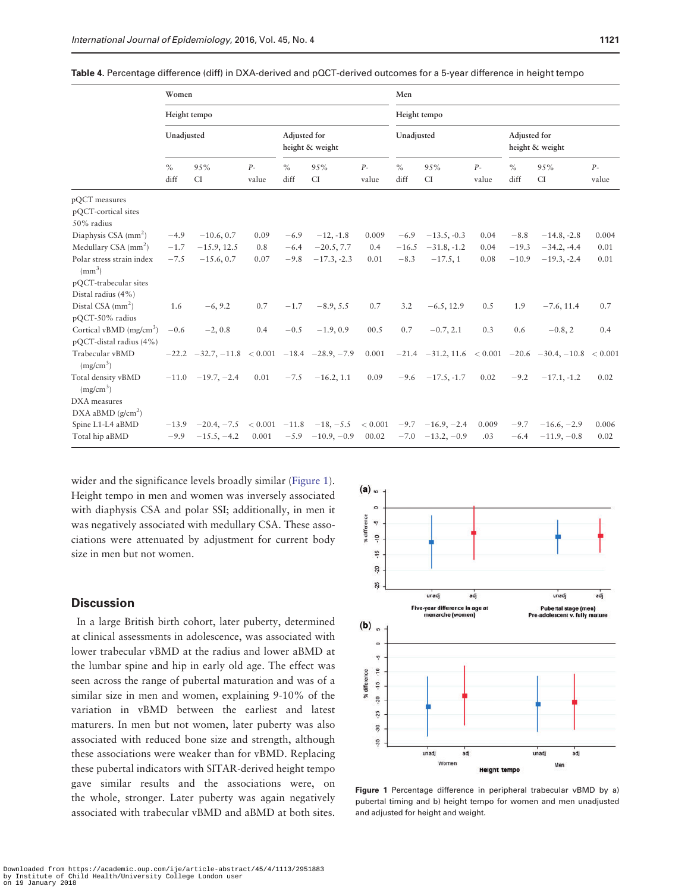**Table 4.** Percentage difference (diff) in DXA-derived and pQCT-derived outcomes for a 5-year difference in height tempo

| | Women | | | | | | Men | | | | | |
|---|---|---|---|---|---|---|---|---|---|---|---|---|
| | Height tempo | | | | | | Height tempo | | | | | |
| | Unadjusted | | | Adjusted for height & weight | | | Unadjusted | | | Adjusted for height & weight | | |
| | % diff | 95% CI | P-value | % diff | 95% CI | P-value | % diff | 95% CI | P-value | % diff | 95% CI | P-value |
| pQCT measures | | | | | | | | | | | | |
| pQCT-cortical sites | | | | | | | | | | | | |
| 50% radius | | | | | | | | | | | | |
| Diaphysis CSA ($mm^2$) | −4.9 | −10.6, 0.7 | 0.09 | −6.9 | −12, -1.8 | 0.009 | −6.9 | −13.5, -0.3 | 0.04 | −8.8 | −14.8, -2.8 | 0.004 |
| Medullary CSA ($mm^2$) | −1.7 | −15.9, 12.5 | 0.8 | −6.4 | −20.5, 7.7 | 0.4 | −16.5 | −31.8, -1.2 | 0.04 | −19.3 | −34.2, -4.4 | 0.01 |
| Polar stress strain index ($mm^3$) | −7.5 | −15.6, 0.7 | 0.07 | −9.8 | −17.3, -2.3 | 0.01 | −8.3 | −17.5, 1 | 0.08 | −10.9 | −19.3, -2.4 | 0.01 |
| pQCT-trabecular sites | | | | | | | | | | | | |
| Distal radius (4%) | | | | | | | | | | | | |
| Distal CSA ($mm^2$) | 1.6 | −6, 9.2 | 0.7 | −1.7 | −8.9, 5.5 | 0.7 | 3.2 | −6.5, 12.9 | 0.5 | 1.9 | −7.6, 11.4 | 0.7 |
| pQCT-50% radius | | | | | | | | | | | | |
| Cortical vBMD ($mg/cm^3$) | −0.6 | −2, 0.8 | 0.4 | −0.5 | −1.9, 0.9 | 00.5 | 0.7 | −0.7, 2.1 | 0.3 | 0.6 | −0.8, 2 | 0.4 |
| pQCT-distal radius (4%) | | | | | | | | | | | | |
| Trabecular vBMD ($mg/cm^3$) | −22.2 | −32.7, −11.8 | < 0.001 | −18.4 | −28.9, −7.9 | 0.001 | −21.4 | −31.2, 11.6 | < 0.001 | −20.6 | −30.4, −10.8 | < 0.001 |
| Total density vBMD ($mg/cm^3$) | −11.0 | −19.7, −2.4 | 0.01 | −7.5 | −16.2, 1.1 | 0.09 | −9.6 | −17.5, -1.7 | 0.02 | −9.2 | −17.1, -1.2 | 0.02 |
| DXA measures | | | | | | | | | | | | |
| DXA aBMD ($g/cm^2$) | | | | | | | | | | | | |
| Spine L1-L4 aBMD | −13.9 | −20.4, −7.5 | < 0.001 | −11.8 | −18, −5.5 | < 0.001 | −9.7 | −16.9, −2.4 | 0.009 | −9.7 | −16.6, −2.9 | 0.006 |
| Total hip aBMD | −9.9 | −15.5, −4.2 | 0.001 | −5.9 | −10.9, −0.9 | 00.02 | −7.0 | −13.2, −0.9 | .03 | −6.4 | −11.9, −0.8 | 0.02 |

wider and the significance levels broadly similar (Figure 1). Height tempo in men and women was inversely associated with diaphysis CSA and polar SSI; additionally, in men it was negatively associated with medullary CSA. These associations were attenuated by adjustment for current body size in men but not women.

## Discussion

In a large British birth cohort, later puberty, determined at clinical assessments in adolescence, was associated with lower trabecular vBMD at the radius and lower aBMD at the lumbar spine and hip in early old age. The effect was seen across the range of pubertal maturation and was of a similar size in men and women, explaining 9-10% of the variation in vBMD between the earliest and latest maturers. In men but not women, later puberty was also associated with reduced bone size and strength, although these associations were weaker than for vBMD. Replacing these pubertal indicators with SITAR-derived height tempo gave similar results and the associations were, on the whole, stronger. Later puberty was again negatively associated with trabecular vBMD and aBMD at both sites.

**Figure 1** Percentage difference in peripheral trabecular vBMD by a) pubertal timing and b) height tempo for women and men unadjusted and adjusted for height and weight.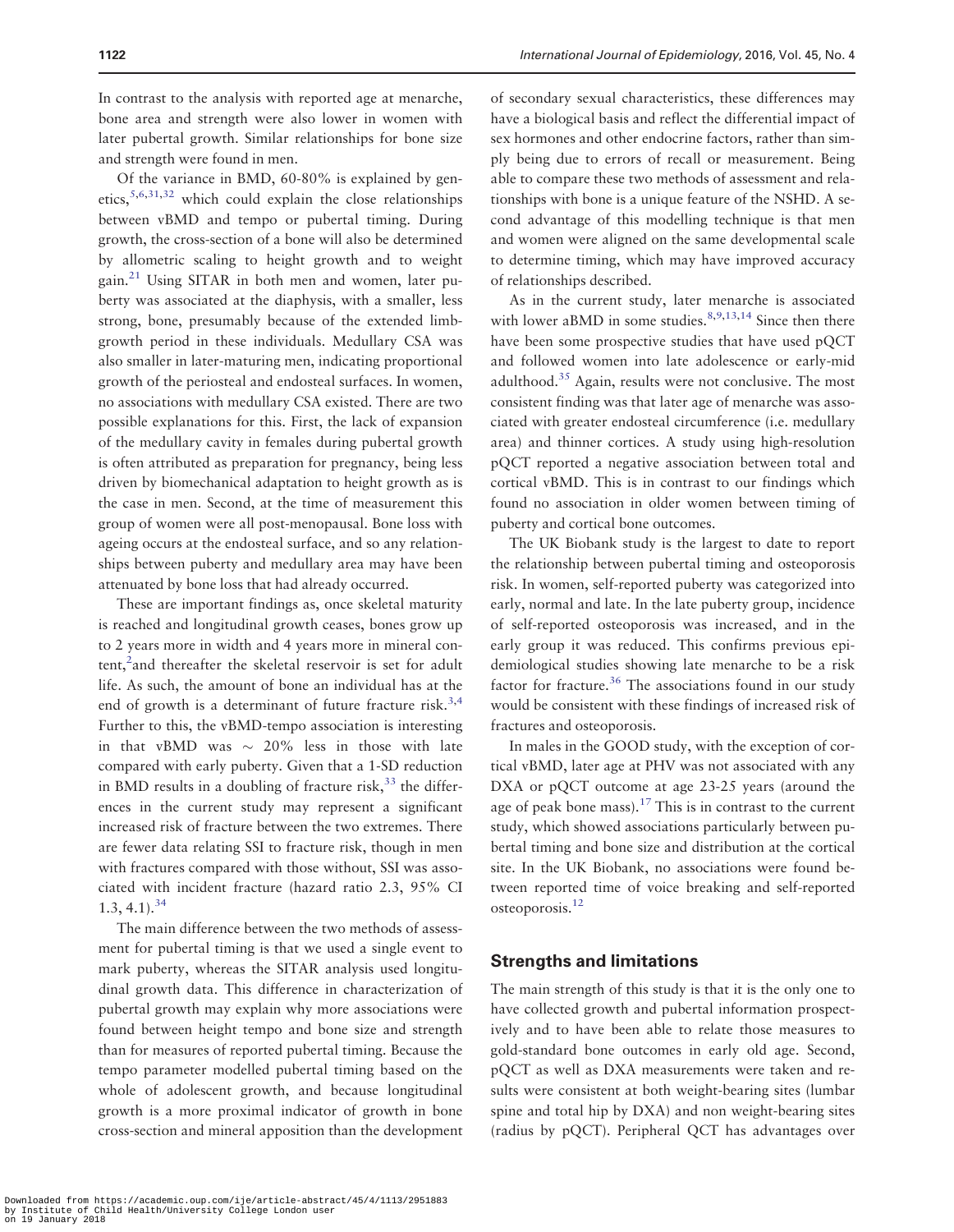In contrast to the analysis with reported age at menarche, bone area and strength were also lower in women with later pubertal growth. Similar relationships for bone size and strength were found in men.

Of the variance in BMD, 60-80% is explained by genetics,[5,6,31,32] which could explain the close relationships between vBMD and tempo or pubertal timing. During growth, the cross-section of a bone will also be determined by allometric scaling to height growth and to weight gain.[21] Using SITAR in both men and women, later puberty was associated at the diaphysis, with a smaller, less strong, bone, presumably because of the extended limb-growth period in these individuals. Medullary CSA was also smaller in later-maturing men, indicating proportional growth of the periosteal and endosteal surfaces. In women, no associations with medullary CSA existed. There are two possible explanations for this. First, the lack of expansion of the medullary cavity in females during pubertal growth is often attributed as preparation for pregnancy, being less driven by biomechanical adaptation to height growth as is the case in men. Second, at the time of measurement this group of women were all post-menopausal. Bone loss with ageing occurs at the endosteal surface, and so any relationships between puberty and medullary area may have been attenuated by bone loss that had already occurred.

These are important findings as, once skeletal maturity is reached and longitudinal growth ceases, bones grow up to 2 years more in width and 4 years more in mineral content,[2] and thereafter the skeletal reservoir is set for adult life. As such, the amount of bone an individual has at the end of growth is a determinant of future fracture risk.[3,4] Further to this, the vBMD-tempo association is interesting in that vBMD was $\sim$ 20% less in those with late compared with early puberty. Given that a 1-SD reduction in BMD results in a doubling of fracture risk,[33] the differences in the current study may represent a significant increased risk of fracture between the two extremes. There are fewer data relating SSI to fracture risk, though in men with fractures compared with those without, SSI was associated with incident fracture (hazard ratio 2.3, 95% CI 1.3, 4.1).[34]

The main difference between the two methods of assessment for pubertal timing is that we used a single event to mark puberty, whereas the SITAR analysis used longitudinal growth data. This difference in characterization of pubertal growth may explain why more associations were found between height tempo and bone size and strength than for measures of reported pubertal timing. Because the tempo parameter modelled pubertal timing based on the whole of adolescent growth, and because longitudinal growth is a more proximal indicator of growth in bone cross-section and mineral apposition than the development of secondary sexual characteristics, these differences may have a biological basis and reflect the differential impact of sex hormones and other endocrine factors, rather than simply being due to errors of recall or measurement. Being able to compare these two methods of assessment and relationships with bone is a unique feature of the NSHD. A second advantage of this modelling technique is that men and women were aligned on the same developmental scale to determine timing, which may have improved accuracy of relationships described.

As in the current study, later menarche is associated with lower aBMD in some studies.[8,9,13,14] Since then there have been some prospective studies that have used pQCT and followed women into late adolescence or early-mid adulthood.[35] Again, results were not conclusive. The most consistent finding was that later age of menarche was associated with greater endosteal circumference (i.e. medullary area) and thinner cortices. A study using high-resolution pQCT reported a negative association between total and cortical vBMD. This is in contrast to our findings which found no association in older women between timing of puberty and cortical bone outcomes.

The UK Biobank study is the largest to date to report the relationship between pubertal timing and osteoporosis risk. In women, self-reported puberty was categorized into early, normal and late. In the late puberty group, incidence of self-reported osteoporosis was increased, and in the early group it was reduced. This confirms previous epidemiological studies showing late menarche to be a risk factor for fracture.[36] The associations found in our study would be consistent with these findings of increased risk of fractures and osteoporosis.

In males in the GOOD study, with the exception of cortical vBMD, later age at PHV was not associated with any DXA or pQCT outcome at age 23-25 years (around the age of peak bone mass).[17] This is in contrast to the current study, which showed associations particularly between pubertal timing and bone size and distribution at the cortical site. In the UK Biobank, no associations were found between reported time of voice breaking and self-reported osteoporosis.[12]

## Strengths and limitations

The main strength of this study is that it is the only one to have collected growth and pubertal information prospectively and to have been able to relate those measures to gold-standard bone outcomes in early old age. Second, pQCT as well as DXA measurements were taken and results were consistent at both weight-bearing sites (lumbar spine and total hip by DXA) and non weight-bearing sites (radius by pQCT). Peripheral QCT has advantages over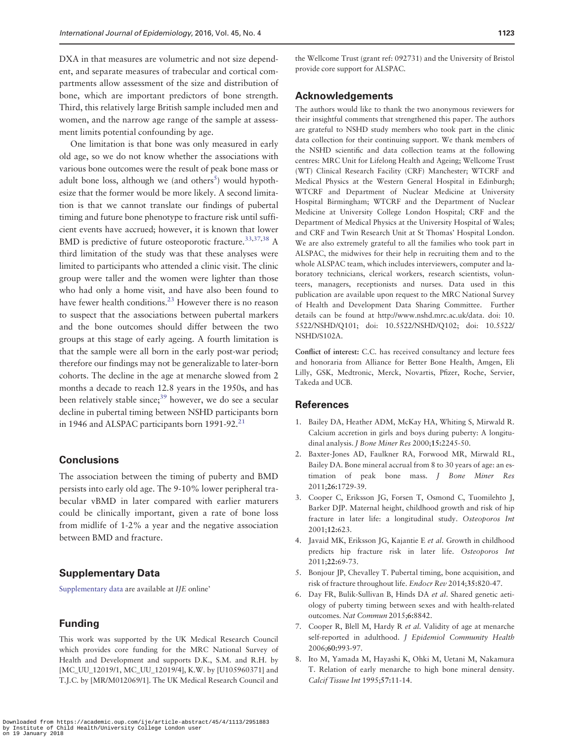DXA in that measures are volumetric and not size dependent, and separate measures of trabecular and cortical compartments allow assessment of the size and distribution of bone, which are important predictors of bone strength. Third, this relatively large British sample included men and women, and the narrow age range of the sample at assessment limits potential confounding by age.

One limitation is that bone was only measured in early old age, so we do not know whether the associations with various bone outcomes were the result of peak bone mass or adult bone loss, although we (and others[5]) would hypothesize that the former would be more likely. A second limitation is that we cannot translate our findings of pubertal timing and future bone phenotype to fracture risk until sufficient events have accrued; however, it is known that lower BMD is predictive of future osteoporotic fracture.[33,37,38] A third limitation of the study was that these analyses were limited to participants who attended a clinic visit. The clinic group were taller and the women were lighter than those who had only a home visit, and have also been found to have fewer health conditions.[23] However there is no reason to suspect that the associations between pubertal markers and the bone outcomes should differ between the two groups at this stage of early ageing. A fourth limitation is that the sample were all born in the early post-war period; therefore our findings may not be generalizable to later-born cohorts. The decline in the age at menarche slowed from 2 months a decade to reach 12.8 years in the 1950s, and has been relatively stable since;[39] however, we do see a secular decline in pubertal timing between NSHD participants born in 1946 and ALSPAC participants born 1991-92.[21]

## Conclusions

The association between the timing of puberty and BMD persists into early old age. The 9-10% lower peripheral trabecular vBMD in later compared with earlier maturers could be clinically important, given a rate of bone loss from midlife of 1-2% a year and the negative association between BMD and fracture.

## Supplementary Data

Supplementary data are available at *IJE* online'

## Funding

This work was supported by the UK Medical Research Council which provides core funding for the MRC National Survey of Health and Development and supports D.K., S.M. and R.H. by [MC_UU_12019/1, MC_UU_12019/4], K.W. by [U105960371] and T.J.C. by [MR/M012069/1]. The UK Medical Research Council and the Wellcome Trust (grant ref: 092731) and the University of Bristol provide core support for ALSPAC.

## Acknowledgements

The authors would like to thank the two anonymous reviewers for their insightful comments that strengthened this paper. The authors are grateful to NSHD study members who took part in the clinic data collection for their continuing support. We thank members of the NSHD scientific and data collection teams at the following centres: MRC Unit for Lifelong Health and Ageing; Wellcome Trust (WT) Clinical Research Facility (CRF) Manchester; WTCRF and Medical Physics at the Western General Hospital in Edinburgh; WTCRF and Department of Nuclear Medicine at University Hospital Birmingham; WTCRF and the Department of Nuclear Medicine at University College London Hospital; CRF and the Department of Medical Physics at the University Hospital of Wales; and CRF and Twin Research Unit at St Thomas' Hospital London. We are also extremely grateful to all the families who took part in ALSPAC, the midwives for their help in recruiting them and to the whole ALSPAC team, which includes interviewers, computer and laboratory technicians, clerical workers, research scientists, volunteers, managers, receptionists and nurses. Data used in this publication are available upon request to the MRC National Survey of Health and Development Data Sharing Committee. Further details can be found at http://www.nshd.mrc.ac.uk/data. doi: 10.5522/NSHD/Q101; doi: 10.5522/NSHD/Q102; doi: 10.5522/NSHD/S102A.

**Conflict of interest:** C.C. has received consultancy and lecture fees and honoraria from Alliance for Better Bone Health, Amgen, Eli Lilly, GSK, Medtronic, Merck, Novartis, Pfizer, Roche, Servier, Takeda and UCB.

## References

1. Bailey DA, Heather ADM, McKay HA, Whiting S, Mirwald R. Calcium accretion in girls and boys during puberty: A longitudinal analysis. *J Bone Miner Res* 2000;**15**:2245-50.
2. Baxter-Jones AD, Faulkner RA, Forwood MR, Mirwald RL, Bailey DA. Bone mineral accrual from 8 to 30 years of age: an estimation of peak bone mass. *J Bone Miner Res* 2011;**26**:1729-39.
3. Cooper C, Eriksson JG, Forsen T, Osmond C, Tuomilehto J, Barker DJP. Maternal height, childhood growth and risk of hip fracture in later life: a longitudinal study. *Osteoporos Int* 2001;**12**:623.
4. Javaid MK, Eriksson JG, Kajantie E *et al*. Growth in childhood predicts hip fracture risk in later life. *Osteoporos Int* 2011;**22**:69-73.
5. Bonjour JP, Chevalley T. Pubertal timing, bone acquisition, and risk of fracture throughout life. *Endocr Rev* 2014;**35**:820-47.
6. Day FR, Bulik-Sullivan B, Hinds DA *et al*. Shared genetic aetiology of puberty timing between sexes and with health-related outcomes. *Nat Commun* 2015;**6**:8842.
7. Cooper R, Blell M, Hardy R *et al*. Validity of age at menarche self-reported in adulthood. *J Epidemiol Community Health* 2006;**60**:993-97.
8. Ito M, Yamada M, Hayashi K, Ohki M, Uetani M, Nakamura T. Relation of early menarche to high bone mineral density. *Calcif Tissue Int* 1995;**57**:11-14.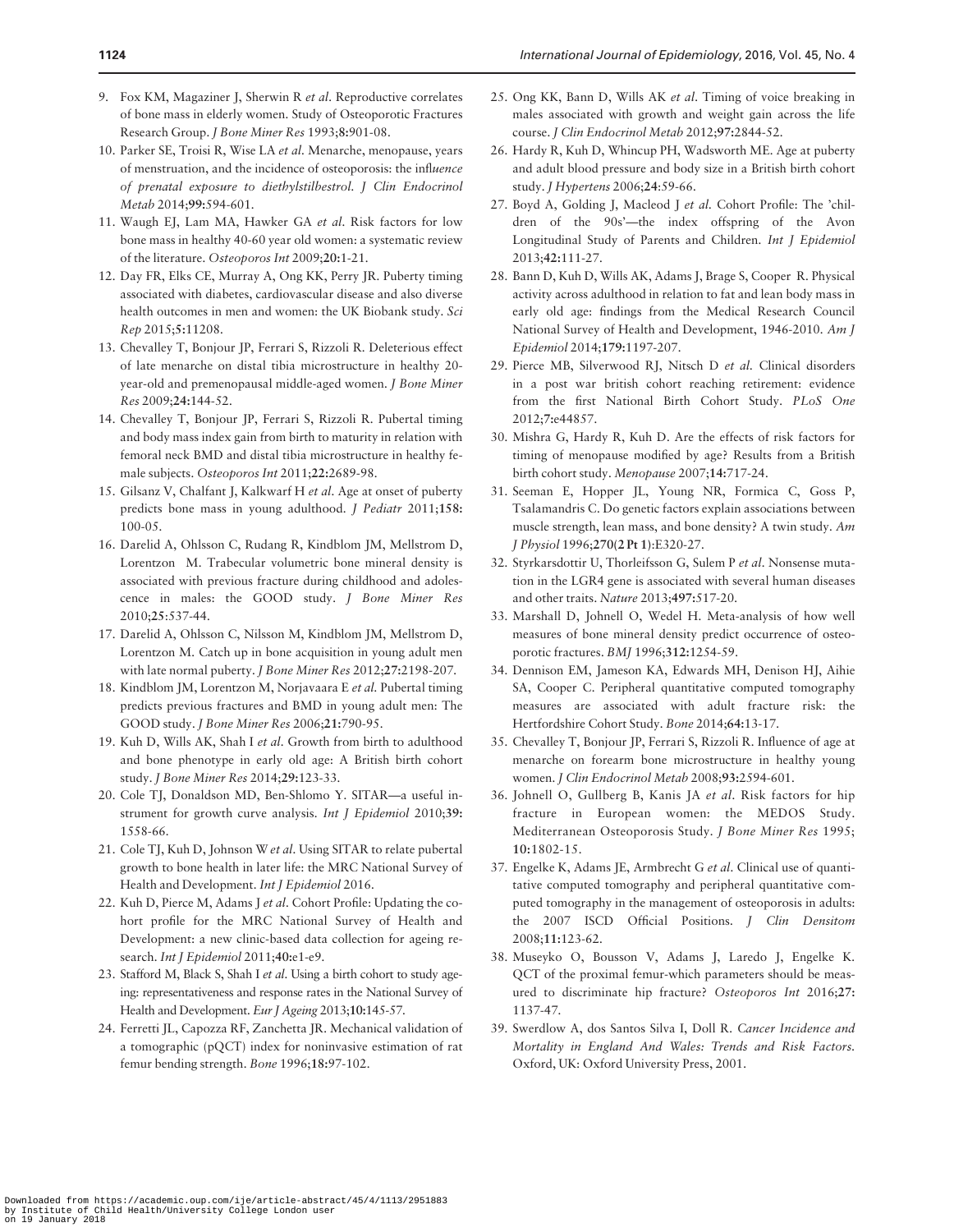9. Fox KM, Magaziner J, Sherwin R *et al*. Reproductive correlates of bone mass in elderly women. Study of Osteoporotic Fractures Research Group. *J Bone Miner Res* 1993;**8**:901-08.
10. Parker SE, Troisi R, Wise LA *et al*. Menarche, menopause, years of menstruation, and the incidence of osteoporosis: the in*fluence of prenatal exposure to diethylstilbestrol. J Clin Endocrinol Metab* 2014;**99**:594-601.
11. Waugh EJ, Lam MA, Hawker GA *et al*. Risk factors for low bone mass in healthy 40-60 year old women: a systematic review of the literature. *Osteoporos Int* 2009;**20**:1-21.
12. Day FR, Elks CE, Murray A, Ong KK, Perry JR. Puberty timing associated with diabetes, cardiovascular disease and also diverse health outcomes in men and women: the UK Biobank study. *Sci Rep* 2015;**5**:11208.
13. Chevalley T, Bonjour JP, Ferrari S, Rizzoli R. Deleterious effect of late menarche on distal tibia microstructure in healthy 20-year-old and premenopausal middle-aged women. *J Bone Miner Res* 2009;**24**:144-52.
14. Chevalley T, Bonjour JP, Ferrari S, Rizzoli R. Pubertal timing and body mass index gain from birth to maturity in relation with femoral neck BMD and distal tibia microstructure in healthy female subjects. *Osteoporos Int* 2011;**22**:2689-98.
15. Gilsanz V, Chalfant J, Kalkwarf H *et al*. Age at onset of puberty predicts bone mass in young adulthood. *J Pediatr* 2011;**158**: 100-05.
16. Darelid A, Ohlsson C, Rudang R, Kindblom JM, Mellstrom D, Lorentzon M. Trabecular volumetric bone mineral density is associated with previous fracture during childhood and adolescence in males: the GOOD study. *J Bone Miner Res* 2010;**25**:537-44.
17. Darelid A, Ohlsson C, Nilsson M, Kindblom JM, Mellstrom D, Lorentzon M. Catch up in bone acquisition in young adult men with late normal puberty. *J Bone Miner Res* 2012;**27**:2198-207.
18. Kindblom JM, Lorentzon M, Norjavaara E *et al*. Pubertal timing predicts previous fractures and BMD in young adult men: The GOOD study. *J Bone Miner Res* 2006;**21**:790-95.
19. Kuh D, Wills AK, Shah I *et al*. Growth from birth to adulthood and bone phenotype in early old age: A British birth cohort study. *J Bone Miner Res* 2014;**29**:123-33.
20. Cole TJ, Donaldson MD, Ben-Shlomo Y. SITAR—a useful instrument for growth curve analysis. *Int J Epidemiol* 2010;**39**: 1558-66.
21. Cole TJ, Kuh D, Johnson W *et al*. Using SITAR to relate pubertal growth to bone health in later life: the MRC National Survey of Health and Development. *Int J Epidemiol* 2016.
22. Kuh D, Pierce M, Adams J *et al*. Cohort Profile: Updating the cohort profile for the MRC National Survey of Health and Development: a new clinic-based data collection for ageing research. *Int J Epidemiol* 2011;**40**:e1-e9.
23. Stafford M, Black S, Shah I *et al*. Using a birth cohort to study ageing: representativeness and response rates in the National Survey of Health and Development. *Eur J Ageing* 2013;**10**:145-57.
24. Ferretti JL, Capozza RF, Zanchetta JR. Mechanical validation of a tomographic (pQCT) index for noninvasive estimation of rat femur bending strength. *Bone* 1996;**18**:97-102.
25. Ong KK, Bann D, Wills AK *et al*. Timing of voice breaking in males associated with growth and weight gain across the life course. *J Clin Endocrinol Metab* 2012;**97**:2844-52.
26. Hardy R, Kuh D, Whincup PH, Wadsworth ME. Age at puberty and adult blood pressure and body size in a British birth cohort study. *J Hypertens* 2006;**24**:59-66.
27. Boyd A, Golding J, Macleod J *et al*. Cohort Profile: The 'children of the 90s'—the index offspring of the Avon Longitudinal Study of Parents and Children. *Int J Epidemiol* 2013;**42**:111-27.
28. Bann D, Kuh D, Wills AK, Adams J, Brage S, Cooper R. Physical activity across adulthood in relation to fat and lean body mass in early old age: findings from the Medical Research Council National Survey of Health and Development, 1946-2010. *Am J Epidemiol* 2014;**179**:1197-207.
29. Pierce MB, Silverwood RJ, Nitsch D *et al*. Clinical disorders in a post war british cohort reaching retirement: evidence from the first National Birth Cohort Study. *PLoS One* 2012;**7**:e44857.
30. Mishra G, Hardy R, Kuh D. Are the effects of risk factors for timing of menopause modified by age? Results from a British birth cohort study. *Menopause* 2007;**14**:717-24.
31. Seeman E, Hopper JL, Young NR, Formica C, Goss P, Tsalamandris C. Do genetic factors explain associations between muscle strength, lean mass, and bone density? A twin study. *Am J Physiol* 1996;**270**(**2 Pt 1**):E320-27.
32. Styrkarsdottir U, Thorleifsson G, Sulem P *et al*. Nonsense mutation in the LGR4 gene is associated with several human diseases and other traits. *Nature* 2013;**497**:517-20.
33. Marshall D, Johnell O, Wedel H. Meta-analysis of how well measures of bone mineral density predict occurrence of osteoporotic fractures. *BMJ* 1996;**312**:1254-59.
34. Dennison EM, Jameson KA, Edwards MH, Denison HJ, Aihie SA, Cooper C. Peripheral quantitative computed tomography measures are associated with adult fracture risk: the Hertfordshire Cohort Study. *Bone* 2014;**64**:13-17.
35. Chevalley T, Bonjour JP, Ferrari S, Rizzoli R. Influence of age at menarche on forearm bone microstructure in healthy young women. *J Clin Endocrinol Metab* 2008;**93**:2594-601.
36. Johnell O, Gullberg B, Kanis JA *et al*. Risk factors for hip fracture in European women: the MEDOS Study. Mediterranean Osteoporosis Study. *J Bone Miner Res* 1995; **10**:1802-15.
37. Engelke K, Adams JE, Armbrecht G *et al*. Clinical use of quantitative computed tomography and peripheral quantitative computed tomography in the management of osteoporosis in adults: the 2007 ISCD Official Positions. *J Clin Densitom* 2008;**11**:123-62.
38. Museyko O, Bousson V, Adams J, Laredo J, Engelke K. QCT of the proximal femur-which parameters should be measured to discriminate hip fracture? *Osteoporos Int* 2016;**27**: 1137-47.
39. Swerdlow A, dos Santos Silva I, Doll R. *Cancer Incidence and Mortality in England And Wales: Trends and Risk Factors*. Oxford, UK: Oxford University Press, 2001.